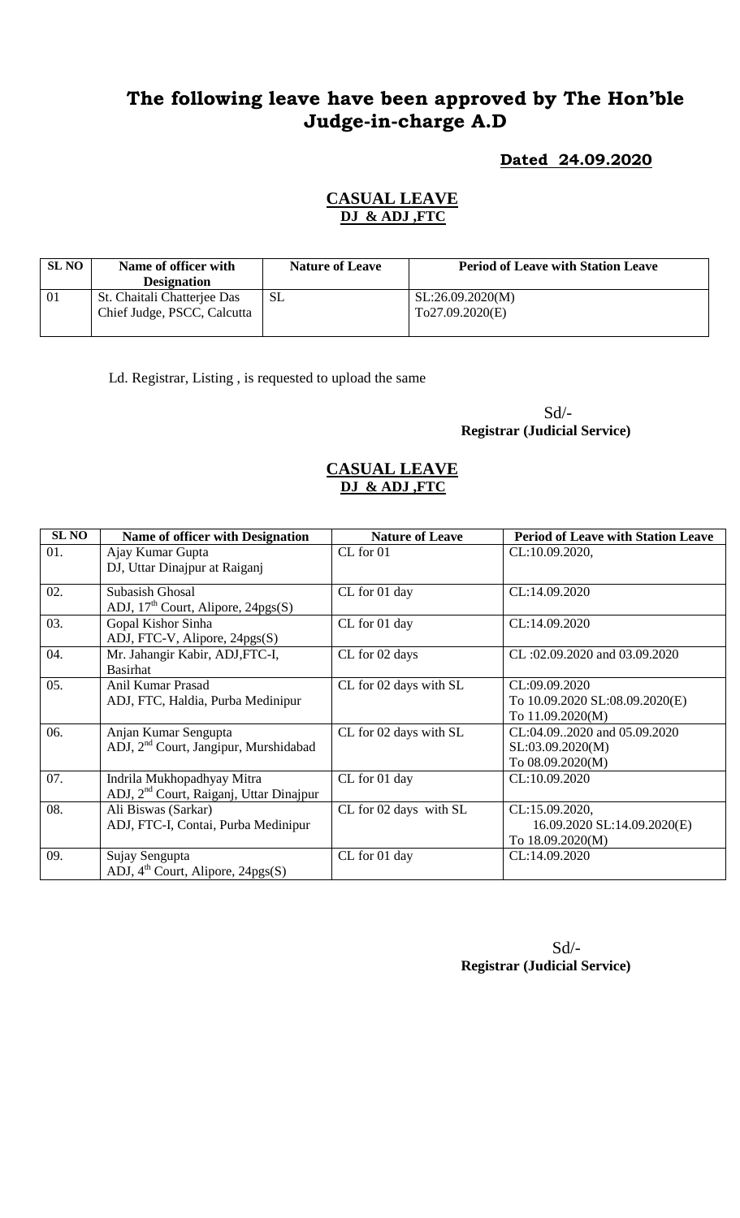# The following leave have been approved by The Hon'ble Judge-in-charge A.D

**Dated 24.09.2020**

## CASUAL LEAVE
**DJ & ADJ ,FTC**

| SL NO | Name of officer with Designation | Nature of Leave | Period of Leave with Station Leave |
|---|---|---|---|
| 01 | St. Chaitali Chatterjee Das<br>Chief Judge, PSCC, Calcutta | SL | SL:26.09.2020(M)<br>To27.09.2020(E) |

Ld. Registrar, Listing , is requested to upload the same

Sd/-
**Registrar (Judicial Service)**

## CASUAL LEAVE
**DJ & ADJ ,FTC**

| SL NO | Name of officer with Designation | Nature of Leave | Period of Leave with Station Leave |
|---|---|---|---|
| 01. | Ajay Kumar Gupta<br>DJ, Uttar Dinajpur at Raiganj | CL for 01 | CL:10.09.2020, |
| 02. | Subasish Ghosal<br>ADJ, 17th Court, Alipore, 24pgs(S) | CL for 01 day | CL:14.09.2020 |
| 03. | Gopal Kishor Sinha<br>ADJ, FTC-V, Alipore, 24pgs(S) | CL for 01 day | CL:14.09.2020 |
| 04. | Mr. Jahangir Kabir, ADJ,FTC-I,<br>Basirhat | CL for 02 days | CL :02.09.2020 and 03.09.2020 |
| 05. | Anil Kumar Prasad<br>ADJ, FTC, Haldia, Purba Medinipur | CL for 02 days with SL | CL:09.09.2020<br>To 10.09.2020 SL:08.09.2020(E)<br>To 11.09.2020(M) |
| 06. | Anjan Kumar Sengupta<br>ADJ, 2nd Court, Jangipur, Murshidabad | CL for 02 days with SL | CL:04.09..2020 and 05.09.2020<br>SL:03.09.2020(M)<br>To 08.09.2020(M) |
| 07. | Indrila Mukhopadhyay Mitra<br>ADJ, 2nd Court, Raiganj, Uttar Dinajpur | CL for 01 day | CL:10.09.2020 |
| 08. | Ali Biswas (Sarkar)<br>ADJ, FTC-I, Contai, Purba Medinipur | CL for 02 days with SL | CL:15.09.2020,<br>16.09.2020 SL:14.09.2020(E)<br>To 18.09.2020(M) |
| 09. | Sujay Sengupta<br>ADJ, 4th Court, Alipore, 24pgs(S) | CL for 01 day | CL:14.09.2020 |

Sd/-
**Registrar (Judicial Service)**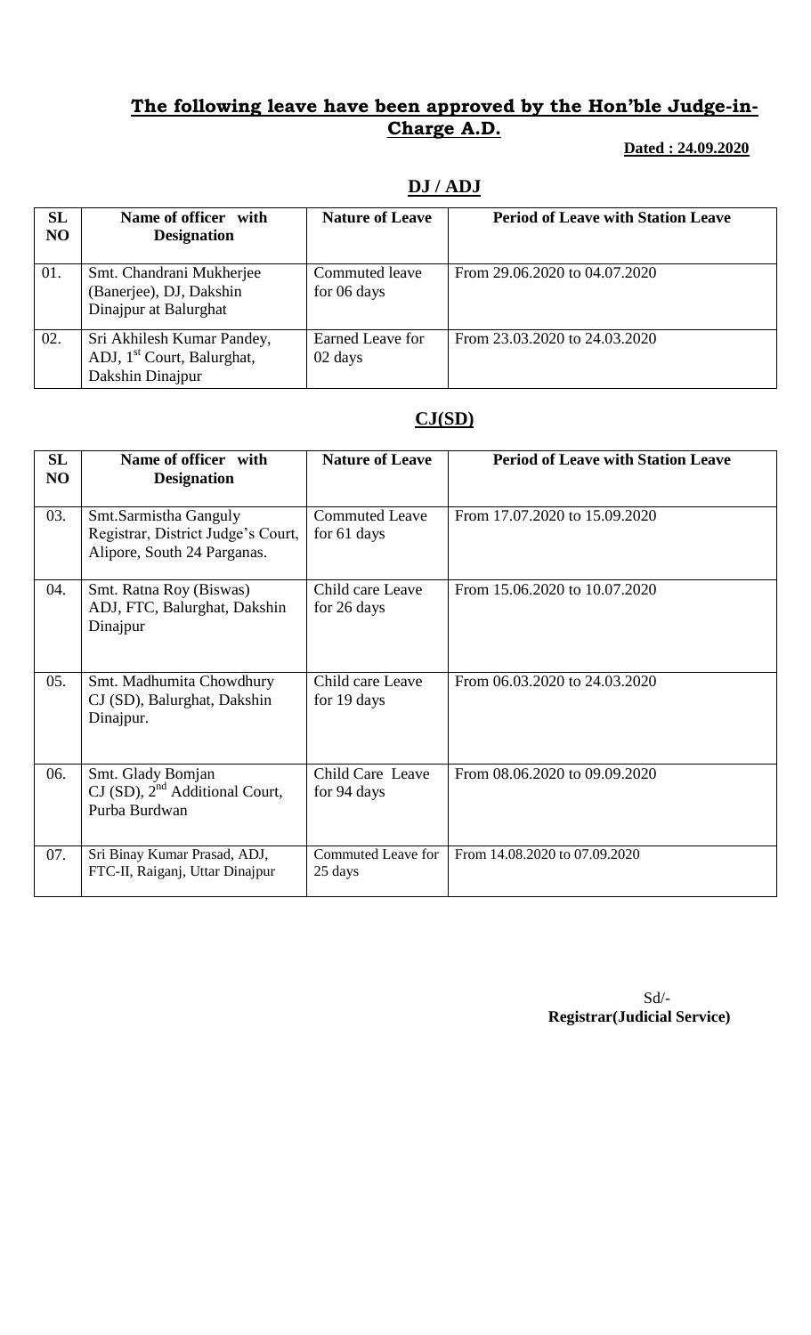## The following leave have been approved by the Hon'ble Judge-in-Charge A.D.

**Dated : 24.09.2020**

### DJ / ADJ

| SL NO | Name of officer with Designation | Nature of Leave | Period of Leave with Station Leave |
|---|---|---|---|
| 01. | Smt. Chandrani Mukherjee (Banerjee), DJ, Dakshin Dinajpur at Balurghat | Commuted leave for 06 days | From 29.06.2020 to 04.07.2020 |
| 02. | Sri Akhilesh Kumar Pandey, ADJ, 1st Court, Balurghat, Dakshin Dinajpur | Earned Leave for 02 days | From 23.03.2020 to 24.03.2020 |

### CJ(SD)

| SL NO | Name of officer with Designation | Nature of Leave | Period of Leave with Station Leave |
|---|---|---|---|
| 03. | Smt.Sarmistha Ganguly Registrar, District Judge's Court, Alipore, South 24 Parganas. | Commuted Leave for 61 days | From 17.07.2020 to 15.09.2020 |
| 04. | Smt. Ratna Roy (Biswas) ADJ, FTC, Balurghat, Dakshin Dinajpur | Child care Leave for 26 days | From 15.06.2020 to 10.07.2020 |
| 05. | Smt. Madhumita Chowdhury CJ (SD), Balurghat, Dakshin Dinajpur. | Child care Leave for 19 days | From 06.03.2020 to 24.03.2020 |
| 06. | Smt. Glady Bomjan CJ (SD), 2nd Additional Court, Purba Burdwan | Child Care Leave for 94 days | From 08.06.2020 to 09.09.2020 |
| 07. | Sri Binay Kumar Prasad, ADJ, FTC-II, Raiganj, Uttar Dinajpur | Commuted Leave for 25 days | From 14.08.2020 to 07.09.2020 |

Sd/-
**Registrar(Judicial Service)**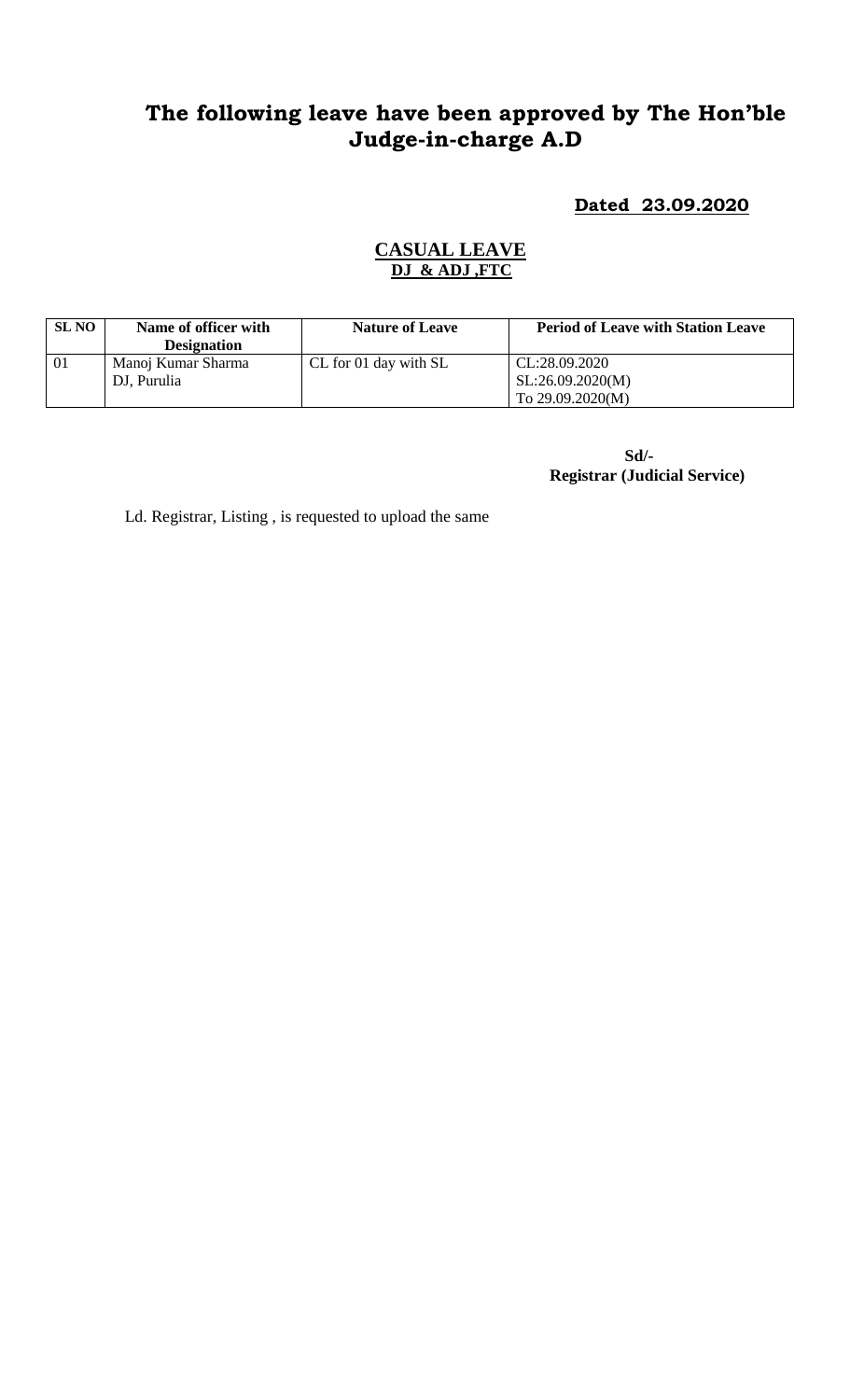# The following leave have been approved by The Hon'ble Judge-in-charge A.D

**Dated 23.09.2020**

## CASUAL LEAVE
**DJ & ADJ ,FTC**

| SL NO | Name of officer with Designation | Nature of Leave | Period of Leave with Station Leave |
|---|---|---|---|
| 01 | Manoj Kumar Sharma<br>DJ, Purulia | CL for 01 day with SL | CL:28.09.2020<br>SL:26.09.2020(M)<br>To 29.09.2020(M) |

**Sd/-**
**Registrar (Judicial Service)**

Ld. Registrar, Listing , is requested to upload the same